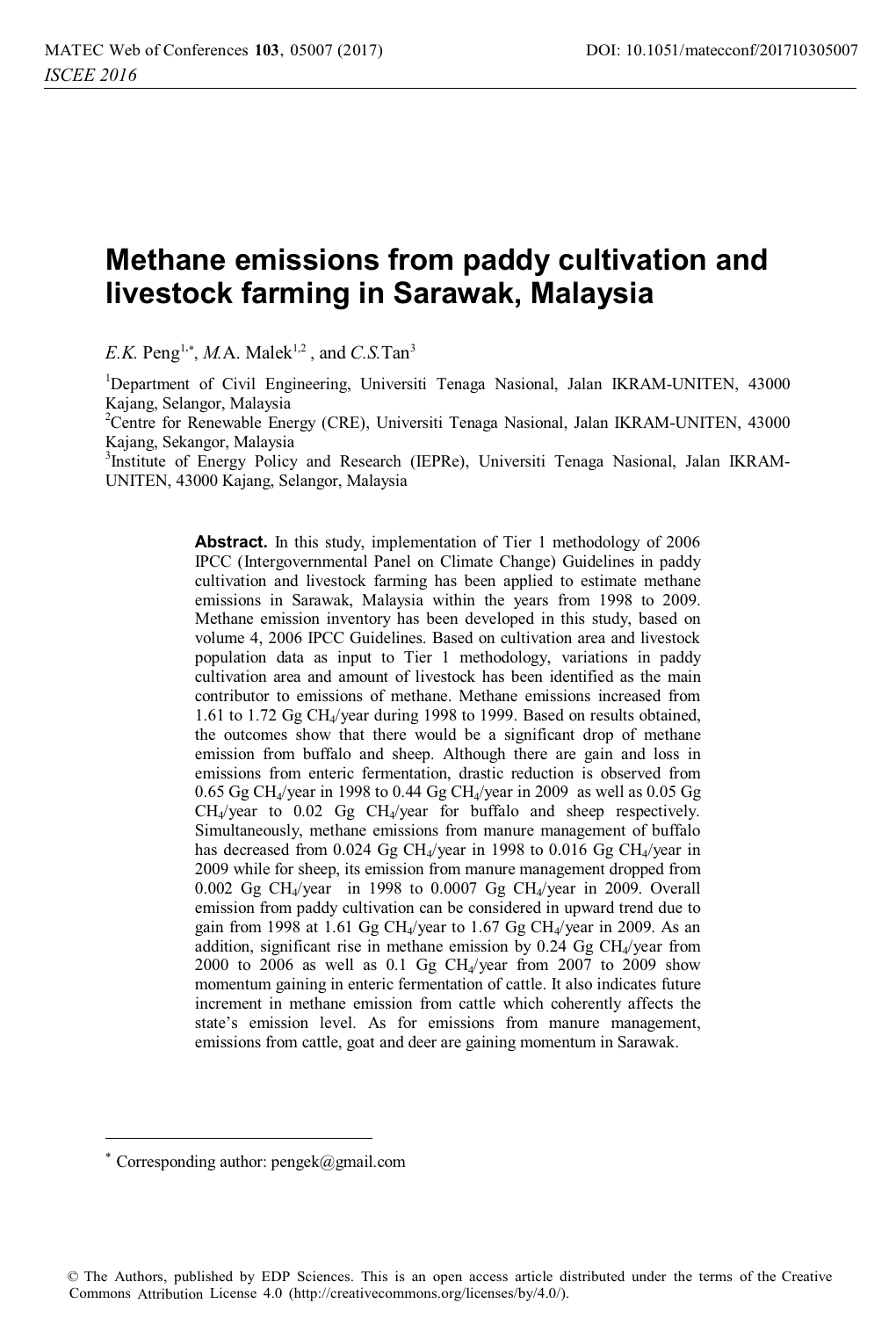# Methane emissions from paddy cultivation and livestock farming in Sarawak, Malaysia

*E.K.* Peng[1,*], *M.*A. Malek[1,2] , and *C.S.*Tan[3]

[1]Department of Civil Engineering, Universiti Tenaga Nasional, Jalan IKRAM-UNITEN, 43000 Kajang, Selangor, Malaysia

[2]Centre for Renewable Energy (CRE), Universiti Tenaga Nasional, Jalan IKRAM-UNITEN, 43000 Kajang, Sekangor, Malaysia

[3]Institute of Energy Policy and Research (IEPRe), Universiti Tenaga Nasional, Jalan IKRAM-UNITEN, 43000 Kajang, Selangor, Malaysia

**Abstract.** In this study, implementation of Tier 1 methodology of 2006 IPCC (Intergovernmental Panel on Climate Change) Guidelines in paddy cultivation and livestock farming has been applied to estimate methane emissions in Sarawak, Malaysia within the years from 1998 to 2009. Methane emission inventory has been developed in this study, based on volume 4, 2006 IPCC Guidelines. Based on cultivation area and livestock population data as input to Tier 1 methodology, variations in paddy cultivation area and amount of livestock has been identified as the main contributor to emissions of methane. Methane emissions increased from 1.61 to 1.72 Gg $CH_4$/year during 1998 to 1999. Based on results obtained, the outcomes show that there would be a significant drop of methane emission from buffalo and sheep. Although there are gain and loss in emissions from enteric fermentation, drastic reduction is observed from 0.65 Gg $CH_4$/year in 1998 to 0.44 Gg $CH_4$/year in 2009 as well as 0.05 Gg $CH_4$/year to 0.02 Gg $CH_4$/year for buffalo and sheep respectively. Simultaneously, methane emissions from manure management of buffalo has decreased from 0.024 Gg $CH_4$/year in 1998 to 0.016 Gg $CH_4$/year in 2009 while for sheep, its emission from manure management dropped from 0.002 Gg $CH_4$/year in 1998 to 0.0007 Gg $CH_4$/year in 2009. Overall emission from paddy cultivation can be considered in upward trend due to gain from 1998 at 1.61 Gg $CH_4$/year to 1.67 Gg $CH_4$/year in 2009. As an addition, significant rise in methane emission by 0.24 Gg $CH_4$/year from 2000 to 2006 as well as 0.1 Gg $CH_4$/year from 2007 to 2009 show momentum gaining in enteric fermentation of cattle. It also indicates future increment in methane emission from cattle which coherently affects the state's emission level. As for emissions from manure management, emissions from cattle, goat and deer are gaining momentum in Sarawak.

* Corresponding author: pengek@gmail.com

© The Authors, published by EDP Sciences. This is an open access article distributed under the terms of the Creative Commons Attribution License 4.0 (http://creativecommons.org/licenses/by/4.0/).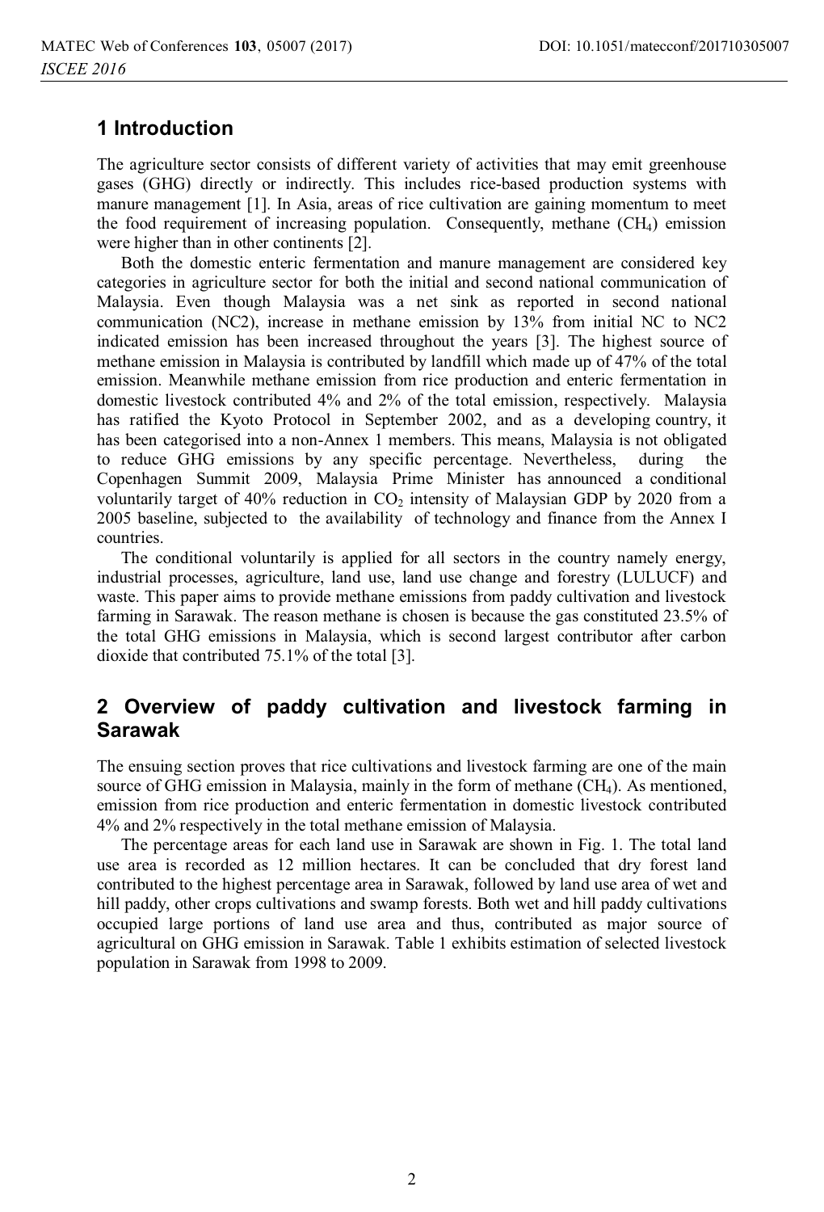## 1 Introduction

The agriculture sector consists of different variety of activities that may emit greenhouse gases (GHG) directly or indirectly. This includes rice-based production systems with manure management [1]. In Asia, areas of rice cultivation are gaining momentum to meet the food requirement of increasing population. Consequently, methane ($CH_4$) emission were higher than in other continents [2].

Both the domestic enteric fermentation and manure management are considered key categories in agriculture sector for both the initial and second national communication of Malaysia. Even though Malaysia was a net sink as reported in second national communication (NC2), increase in methane emission by 13% from initial NC to NC2 indicated emission has been increased throughout the years [3]. The highest source of methane emission in Malaysia is contributed by landfill which made up of 47% of the total emission. Meanwhile methane emission from rice production and enteric fermentation in domestic livestock contributed 4% and 2% of the total emission, respectively. Malaysia has ratified the Kyoto Protocol in September 2002, and as a developing country, it has been categorised into a non-Annex 1 members. This means, Malaysia is not obligated to reduce GHG emissions by any specific percentage. Nevertheless, during the Copenhagen Summit 2009, Malaysia Prime Minister has announced a conditional voluntarily target of 40% reduction in $CO_2$ intensity of Malaysian GDP by 2020 from a 2005 baseline, subjected to the availability of technology and finance from the Annex I countries.

The conditional voluntarily is applied for all sectors in the country namely energy, industrial processes, agriculture, land use, land use change and forestry (LULUCF) and waste. This paper aims to provide methane emissions from paddy cultivation and livestock farming in Sarawak. The reason methane is chosen is because the gas constituted 23.5% of the total GHG emissions in Malaysia, which is second largest contributor after carbon dioxide that contributed 75.1% of the total [3].

## 2 Overview of paddy cultivation and livestock farming in Sarawak

The ensuing section proves that rice cultivations and livestock farming are one of the main source of GHG emission in Malaysia, mainly in the form of methane ($CH_4$). As mentioned, emission from rice production and enteric fermentation in domestic livestock contributed 4% and 2% respectively in the total methane emission of Malaysia.

The percentage areas for each land use in Sarawak are shown in Fig. 1. The total land use area is recorded as 12 million hectares. It can be concluded that dry forest land contributed to the highest percentage area in Sarawak, followed by land use area of wet and hill paddy, other crops cultivations and swamp forests. Both wet and hill paddy cultivations occupied large portions of land use area and thus, contributed as major source of agricultural on GHG emission in Sarawak. Table 1 exhibits estimation of selected livestock population in Sarawak from 1998 to 2009.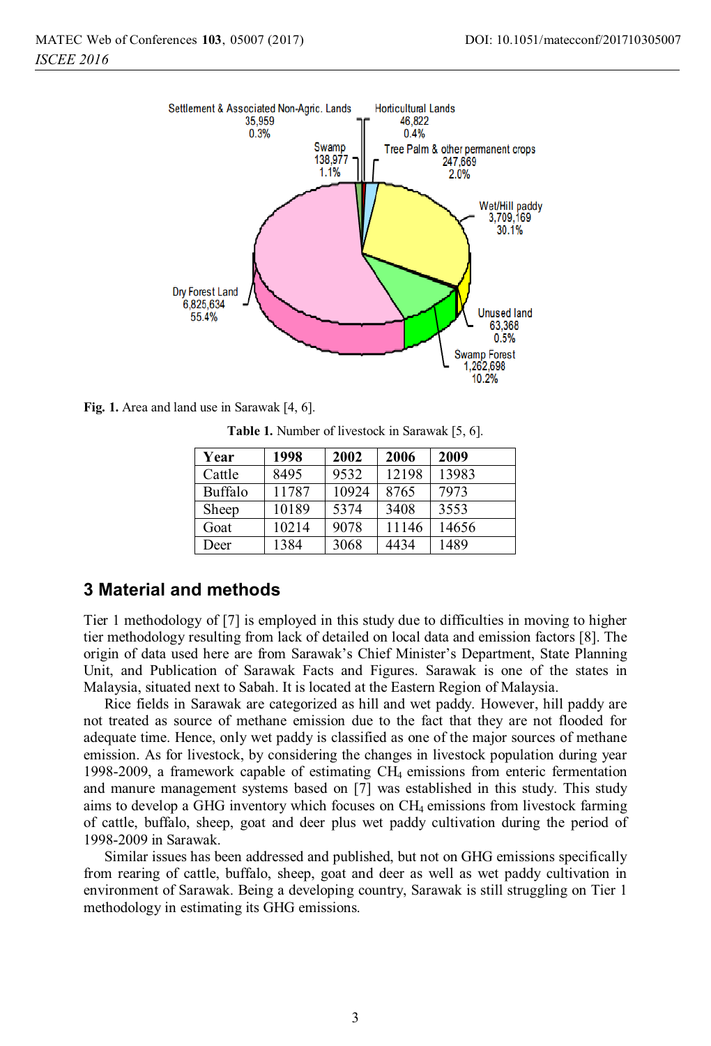Settlement & Associated Non-Agric. Lands 35,959 0.3%

Horticultural Lands 46,822 0.4%

Swamp 138,977 1.1%

Tree Palm & other permanent crops 247,669 2.0%

Wet/Hill paddy 3,709,169 30.1%

Dry Forest Land 6,825,634 55.4%

Unused land 63,368 0.5%

Swamp Forest 1,262,698 10.2%

**Fig. 1.** Area and land use in Sarawak [4, 6].

**Table 1.** Number of livestock in Sarawak [5, 6].

| Year | 1998 | 2002 | 2006 | 2009 |
|---|---|---|---|---|
| Cattle | 8495 | 9532 | 12198 | 13983 |
| Buffalo | 11787 | 10924 | 8765 | 7973 |
| Sheep | 10189 | 5374 | 3408 | 3553 |
| Goat | 10214 | 9078 | 11146 | 14656 |
| Deer | 1384 | 3068 | 4434 | 1489 |

## 3 Material and methods

Tier 1 methodology of [7] is employed in this study due to difficulties in moving to higher tier methodology resulting from lack of detailed on local data and emission factors [8]. The origin of data used here are from Sarawak's Chief Minister's Department, State Planning Unit, and Publication of Sarawak Facts and Figures. Sarawak is one of the states in Malaysia, situated next to Sabah. It is located at the Eastern Region of Malaysia.

Rice fields in Sarawak are categorized as hill and wet paddy. However, hill paddy are not treated as source of methane emission due to the fact that they are not flooded for adequate time. Hence, only wet paddy is classified as one of the major sources of methane emission. As for livestock, by considering the changes in livestock population during year 1998-2009, a framework capable of estimating $CH_4$ emissions from enteric fermentation and manure management systems based on [7] was established in this study. This study aims to develop a GHG inventory which focuses on $CH_4$ emissions from livestock farming of cattle, buffalo, sheep, goat and deer plus wet paddy cultivation during the period of 1998-2009 in Sarawak.

Similar issues has been addressed and published, but not on GHG emissions specifically from rearing of cattle, buffalo, sheep, goat and deer as well as wet paddy cultivation in environment of Sarawak. Being a developing country, Sarawak is still struggling on Tier 1 methodology in estimating its GHG emissions.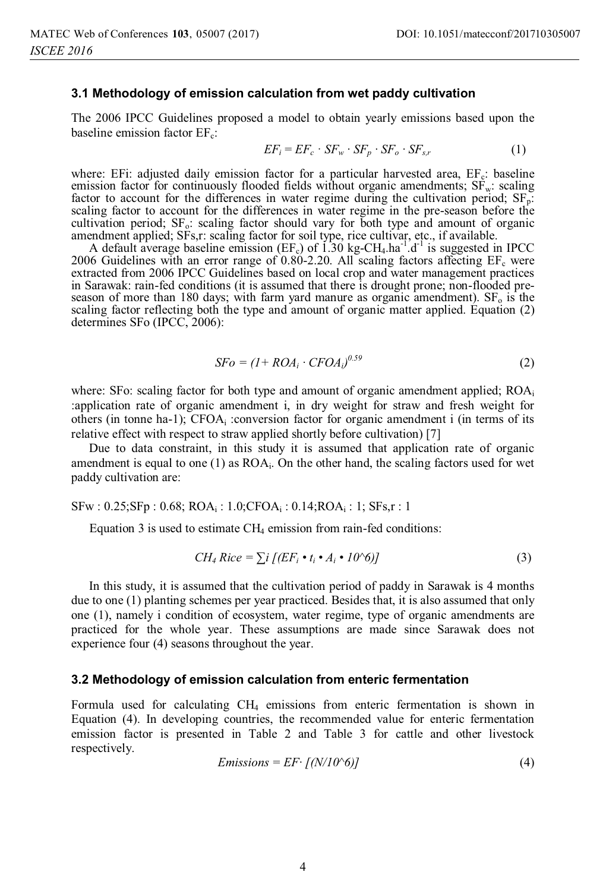### 3.1 Methodology of emission calculation from wet paddy cultivation

The 2006 IPCC Guidelines proposed a model to obtain yearly emissions based upon the baseline emission factor $EF_c$:

$$EF_i = EF_c \cdot SF_w \cdot SF_p \cdot SF_o \cdot SF_{s,r} \tag{1}$$

where: EFi: adjusted daily emission factor for a particular harvested area, $EF_c$: baseline emission factor for continuously flooded fields without organic amendments; $SF_w$: scaling factor to account for the differences in water regime during the cultivation period; $SF_p$: scaling factor to account for the differences in water regime in the pre-season before the cultivation period; $SF_o$: scaling factor should vary for both type and amount of organic amendment applied; SFs,r: scaling factor for soil type, rice cultivar, etc., if available.

A default average baseline emission ($EF_c$) of 1.30 $kg\text{-}CH_4.ha^{-1}.d^{-1}$ is suggested in IPCC 2006 Guidelines with an error range of 0.80-2.20. All scaling factors affecting $EF_c$ were extracted from 2006 IPCC Guidelines based on local crop and water management practices in Sarawak: rain-fed conditions (it is assumed that there is drought prone; non-flooded pre-season of more than 180 days; with farm yard manure as organic amendment). $SF_o$ is the scaling factor reflecting both the type and amount of organic matter applied. Equation (2) determines SFo (IPCC, 2006):

$$SFo = (1 + ROA_i \cdot CFOA_i)^{0.59} \tag{2}$$

where: SFo: scaling factor for both type and amount of organic amendment applied; $ROA_i$ :application rate of organic amendment i, in dry weight for straw and fresh weight for others (in tonne ha-1); $CFOA_i$ :conversion factor for organic amendment i (in terms of its relative effect with respect to straw applied shortly before cultivation) [7]

Due to data constraint, in this study it is assumed that application rate of organic amendment is equal to one (1) as $ROA_i$. On the other hand, the scaling factors used for wet paddy cultivation are:

SFw : 0.25;SFp : 0.68; $ROA_i$ : 1.0;$CFOA_i$ : 0.14;$ROA_i$ : 1; SFs,r : 1

Equation 3 is used to estimate $CH_4$ emission from rain-fed conditions:

$$CH_4\ Rice = \sum i\ [(EF_i \bullet t_i \bullet A_i \bullet 10\text{^}6)] \tag{3}$$

In this study, it is assumed that the cultivation period of paddy in Sarawak is 4 months due to one (1) planting schemes per year practiced. Besides that, it is also assumed that only one (1), namely i condition of ecosystem, water regime, type of organic amendments are practiced for the whole year. These assumptions are made since Sarawak does not experience four (4) seasons throughout the year.

### 3.2 Methodology of emission calculation from enteric fermentation

Formula used for calculating $CH_4$ emissions from enteric fermentation is shown in Equation (4). In developing countries, the recommended value for enteric fermentation emission factor is presented in Table 2 and Table 3 for cattle and other livestock respectively.

$$Emissions = EF \cdot [(N/10\text{^}6)] \tag{4}$$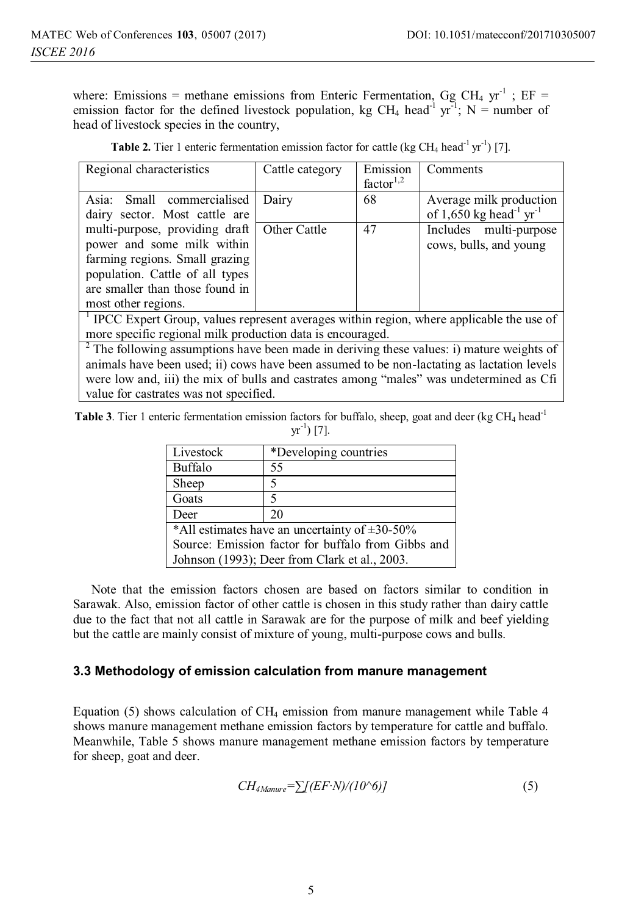where: Emissions = methane emissions from Enteric Fermentation, Gg $CH_4$ $yr^{-1}$ ; EF = emission factor for the defined livestock population, kg $CH_4$ $head^{-1}$ $yr^{-1}$; N = number of head of livestock species in the country,

**Table 2.** Tier 1 enteric fermentation emission factor for cattle (kg $CH_4$ $head^{-1}$ $yr^{-1}$) [7].

| Regional characteristics | Cattle category | Emission factor[1,2] | Comments |
|---|---|---|---|
| Asia: Small commercialised dairy sector. Most cattle are multi-purpose, providing draft power and some milk within farming regions. Small grazing population. Cattle of all types are smaller than those found in most other regions. | Dairy | 68 | Average milk production of 1,650 kg $head^{-1}$ $yr^{-1}$ |
| | Other Cattle | 47 | Includes multi-purpose cows, bulls, and young |
| [1] IPCC Expert Group, values represent averages within region, where applicable the use of more specific regional milk production data is encouraged. | | | |
| [2] The following assumptions have been made in deriving these values: i) mature weights of animals have been used; ii) cows have been assumed to be non-lactating as lactation levels were low and, iii) the mix of bulls and castrates among "males" was undetermined as Cfi value for castrates was not specified. | | | |

**Table 3**. Tier 1 enteric fermentation emission factors for buffalo, sheep, goat and deer (kg $CH_4$ $head^{-1}$ $yr^{-1}$) [7].

| Livestock | *Developing countries |
|---|---|
| Buffalo | 55 |
| Sheep | 5 |
| Goats | 5 |
| Deer | 20 |
| *All estimates have an uncertainty of ±30-50% Source: Emission factor for buffalo from Gibbs and Johnson (1993); Deer from Clark et al., 2003. | |

Note that the emission factors chosen are based on factors similar to condition in Sarawak. Also, emission factor of other cattle is chosen in this study rather than dairy cattle due to the fact that not all cattle in Sarawak are for the purpose of milk and beef yielding but the cattle are mainly consist of mixture of young, multi-purpose cows and bulls.

### 3.3 Methodology of emission calculation from manure management

Equation (5) shows calculation of $CH_4$ emission from manure management while Table 4 shows manure management methane emission factors by temperature for cattle and buffalo. Meanwhile, Table 5 shows manure management methane emission factors by temperature for sheep, goat and deer.

$$CH_{4Manure}=\sum[(EF \cdot N)/(10^6)] \quad (5)$$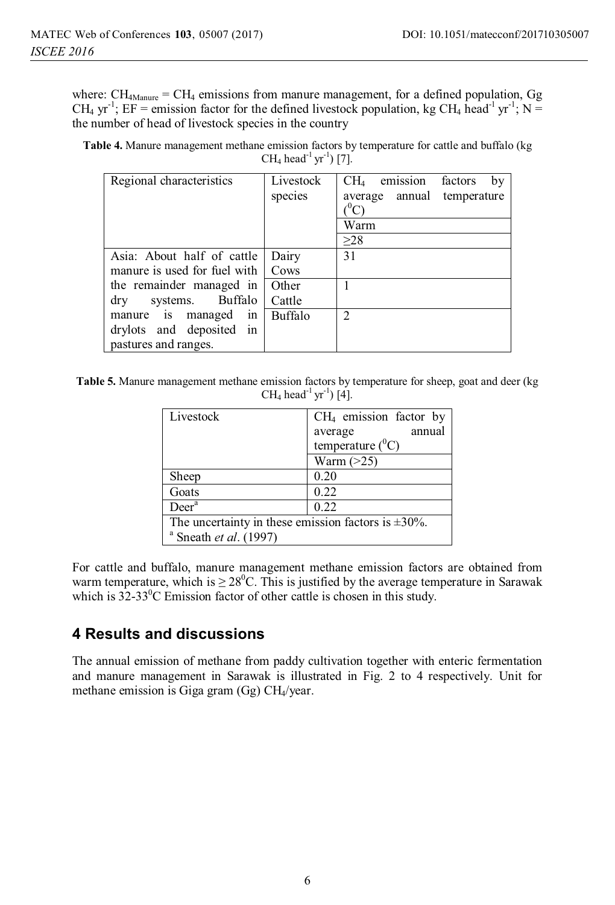where: $CH_{4Manure}$ = $CH_4$ emissions from manure management, for a defined population, Gg $CH_4$ $yr^{-1}$; EF = emission factor for the defined livestock population, kg $CH_4$ $head^{-1}$ $yr^{-1}$; N = the number of head of livestock species in the country

**Table 4.** Manure management methane emission factors by temperature for cattle and buffalo (kg $CH_4$ $head^{-1}$ $yr^{-1}$) [7].

| Regional characteristics | Livestock species | $CH_4$ emission factors by average annual temperature ($^0C$) |
|---|---|---|
| | | Warm |
| | | ≥28 |
| Asia: About half of cattle manure is used for fuel with the remainder managed in dry systems. Buffalo manure is managed in drylots and deposited in pastures and ranges. | Dairy Cows | 31 |
| | Other Cattle | 1 |
| | Buffalo | 2 |

**Table 5.** Manure management methane emission factors by temperature for sheep, goat and deer (kg $CH_4$ $head^{-1}$ $yr^{-1}$) [4].

| Livestock | $CH_4$ emission factor by average annual temperature ($^0C$) |
|---|---|
| | Warm (>25) |
| Sheep | 0.20 |
| Goats | 0.22 |
| Deer[a] | 0.22 |
| The uncertainty in these emission factors is ±30%. | |
| [a] Sneath *et al*. (1997) | |

For cattle and buffalo, manure management methane emission factors are obtained from warm temperature, which is ≥ $28^0C$. This is justified by the average temperature in Sarawak which is 32-$33^0C$ Emission factor of other cattle is chosen in this study.

## 4 Results and discussions

The annual emission of methane from paddy cultivation together with enteric fermentation and manure management in Sarawak is illustrated in Fig. 2 to 4 respectively. Unit for methane emission is Giga gram (Gg) $CH_4$/year.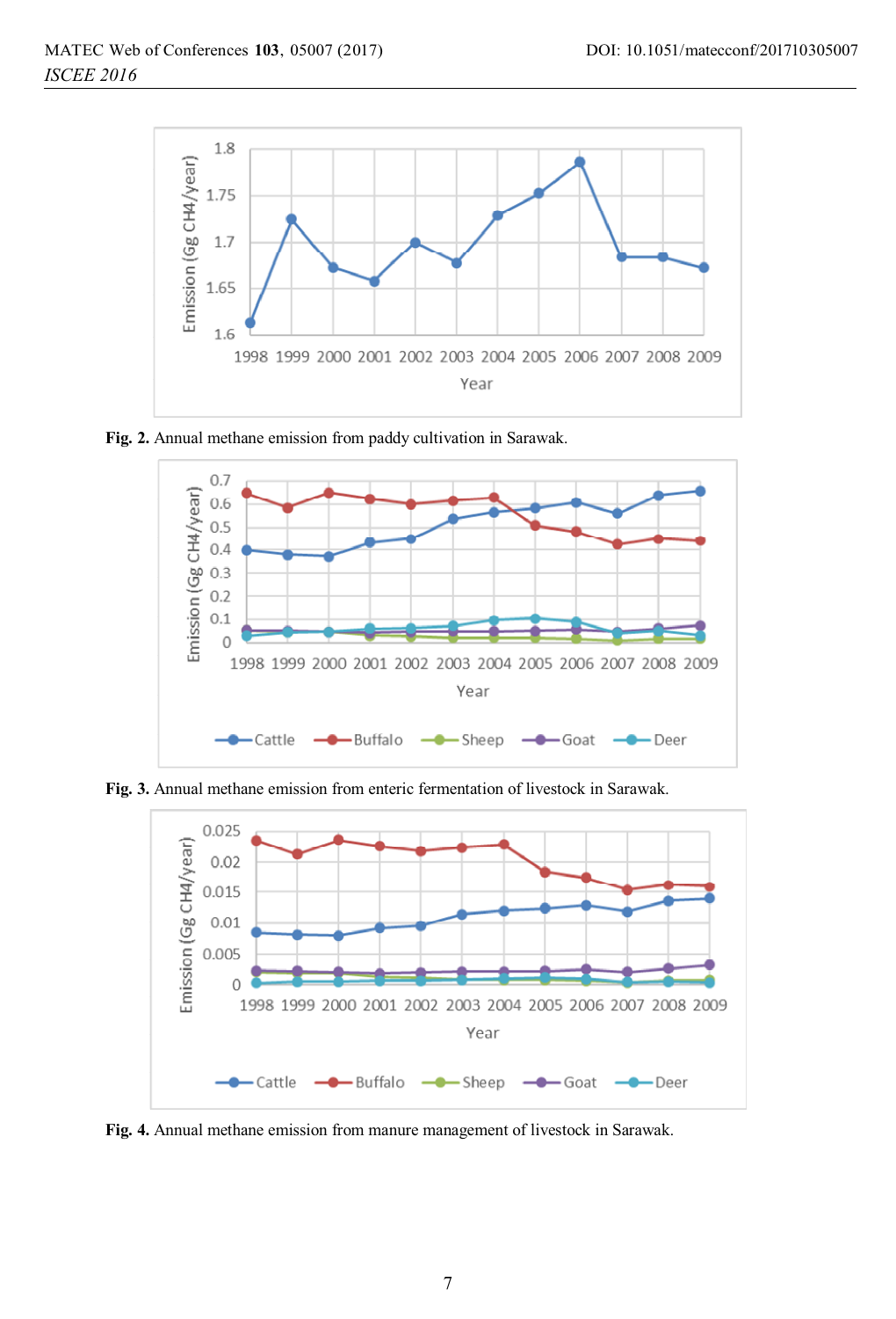Fig. 2. Annual methane emission from paddy cultivation in Sarawak.

Fig. 3. Annual methane emission from enteric fermentation of livestock in Sarawak.

Fig. 4. Annual methane emission from manure management of livestock in Sarawak.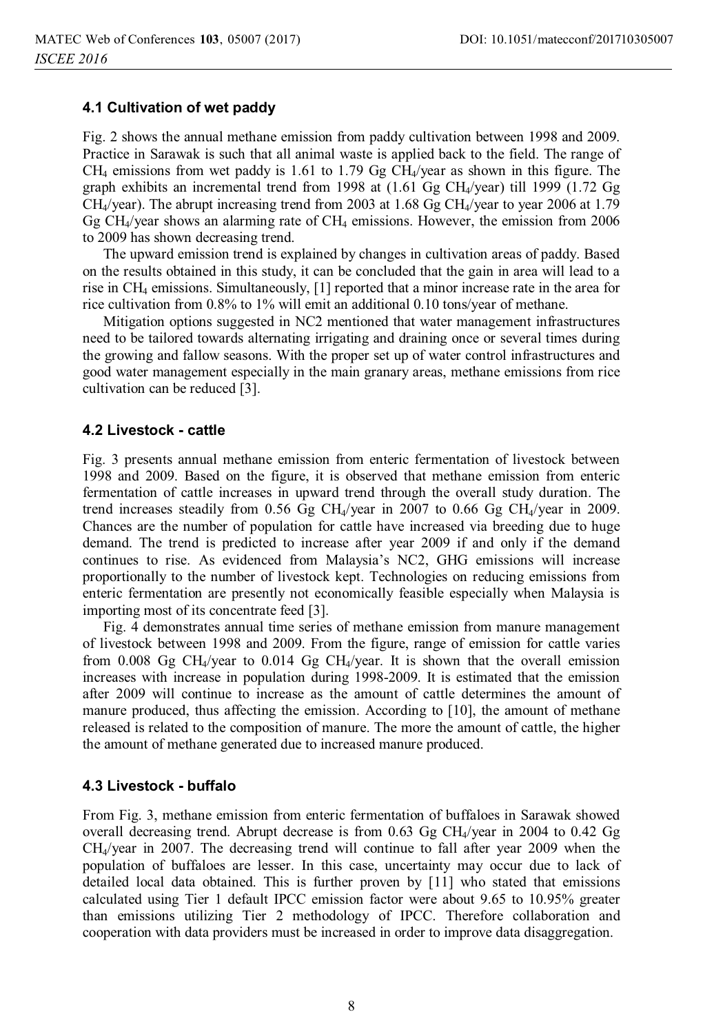### 4.1 Cultivation of wet paddy

Fig. 2 shows the annual methane emission from paddy cultivation between 1998 and 2009. Practice in Sarawak is such that all animal waste is applied back to the field. The range of $CH_4$ emissions from wet paddy is 1.61 to 1.79 Gg $CH_4$/year as shown in this figure. The graph exhibits an incremental trend from 1998 at (1.61 Gg $CH_4$/year) till 1999 (1.72 Gg $CH_4$/year). The abrupt increasing trend from 2003 at 1.68 Gg $CH_4$/year to year 2006 at 1.79 Gg $CH_4$/year shows an alarming rate of $CH_4$ emissions. However, the emission from 2006 to 2009 has shown decreasing trend.

The upward emission trend is explained by changes in cultivation areas of paddy. Based on the results obtained in this study, it can be concluded that the gain in area will lead to a rise in $CH_4$ emissions. Simultaneously, [1] reported that a minor increase rate in the area for rice cultivation from 0.8% to 1% will emit an additional 0.10 tons/year of methane.

Mitigation options suggested in NC2 mentioned that water management infrastructures need to be tailored towards alternating irrigating and draining once or several times during the growing and fallow seasons. With the proper set up of water control infrastructures and good water management especially in the main granary areas, methane emissions from rice cultivation can be reduced [3].

### 4.2 Livestock - cattle

Fig. 3 presents annual methane emission from enteric fermentation of livestock between 1998 and 2009. Based on the figure, it is observed that methane emission from enteric fermentation of cattle increases in upward trend through the overall study duration. The trend increases steadily from 0.56 Gg $CH_4$/year in 2007 to 0.66 Gg $CH_4$/year in 2009. Chances are the number of population for cattle have increased via breeding due to huge demand. The trend is predicted to increase after year 2009 if and only if the demand continues to rise. As evidenced from Malaysia's NC2, GHG emissions will increase proportionally to the number of livestock kept. Technologies on reducing emissions from enteric fermentation are presently not economically feasible especially when Malaysia is importing most of its concentrate feed [3].

Fig. 4 demonstrates annual time series of methane emission from manure management of livestock between 1998 and 2009. From the figure, range of emission for cattle varies from 0.008 Gg $CH_4$/year to 0.014 Gg $CH_4$/year. It is shown that the overall emission increases with increase in population during 1998-2009. It is estimated that the emission after 2009 will continue to increase as the amount of cattle determines the amount of manure produced, thus affecting the emission. According to [10], the amount of methane released is related to the composition of manure. The more the amount of cattle, the higher the amount of methane generated due to increased manure produced.

### 4.3 Livestock - buffalo

From Fig. 3, methane emission from enteric fermentation of buffaloes in Sarawak showed overall decreasing trend. Abrupt decrease is from 0.63 Gg $CH_4$/year in 2004 to 0.42 Gg $CH_4$/year in 2007. The decreasing trend will continue to fall after year 2009 when the population of buffaloes are lesser. In this case, uncertainty may occur due to lack of detailed local data obtained. This is further proven by [11] who stated that emissions calculated using Tier 1 default IPCC emission factor were about 9.65 to 10.95% greater than emissions utilizing Tier 2 methodology of IPCC. Therefore collaboration and cooperation with data providers must be increased in order to improve data disaggregation.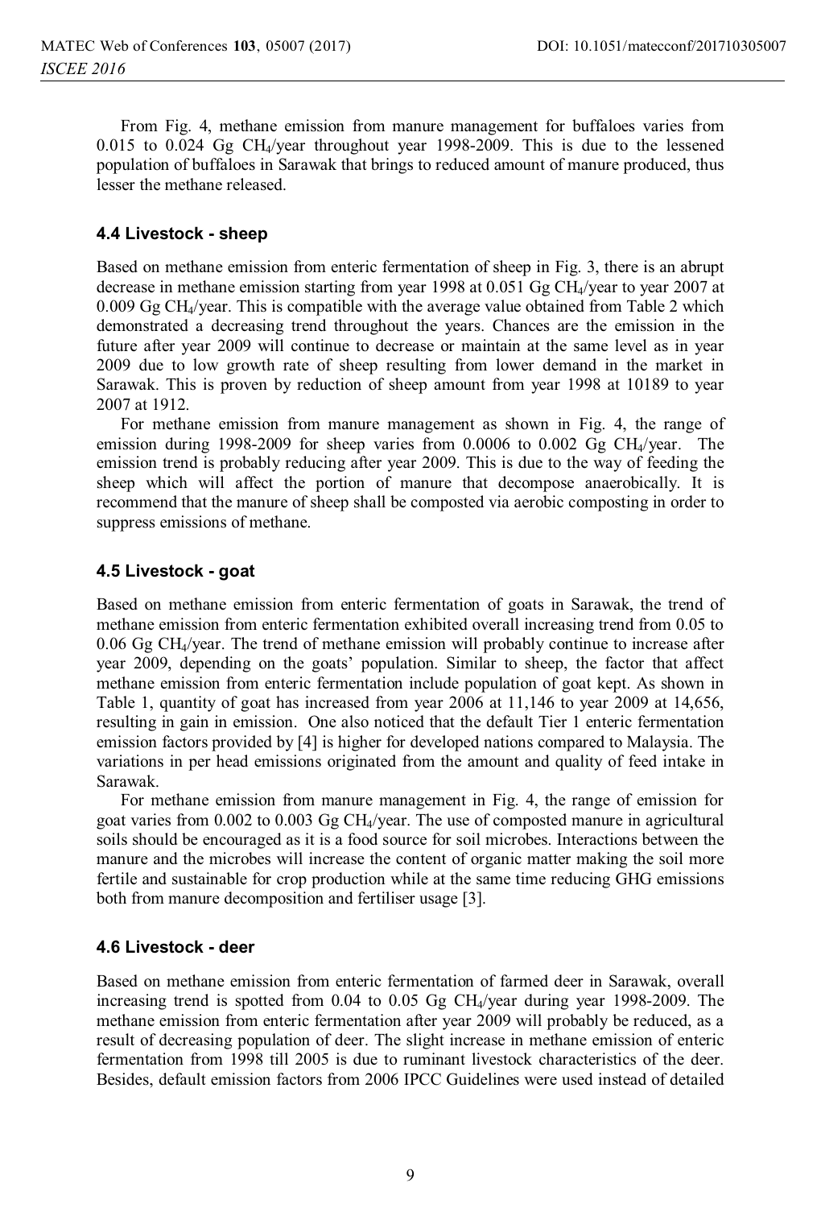From Fig. 4, methane emission from manure management for buffaloes varies from 0.015 to 0.024 Gg $CH_4$/year throughout year 1998-2009. This is due to the lessened population of buffaloes in Sarawak that brings to reduced amount of manure produced, thus lesser the methane released.

### 4.4 Livestock - sheep

Based on methane emission from enteric fermentation of sheep in Fig. 3, there is an abrupt decrease in methane emission starting from year 1998 at 0.051 Gg $CH_4$/year to year 2007 at 0.009 Gg $CH_4$/year. This is compatible with the average value obtained from Table 2 which demonstrated a decreasing trend throughout the years. Chances are the emission in the future after year 2009 will continue to decrease or maintain at the same level as in year 2009 due to low growth rate of sheep resulting from lower demand in the market in Sarawak. This is proven by reduction of sheep amount from year 1998 at 10189 to year 2007 at 1912.

For methane emission from manure management as shown in Fig. 4, the range of emission during 1998-2009 for sheep varies from 0.0006 to 0.002 Gg $CH_4$/year. The emission trend is probably reducing after year 2009. This is due to the way of feeding the sheep which will affect the portion of manure that decompose anaerobically. It is recommend that the manure of sheep shall be composted via aerobic composting in order to suppress emissions of methane.

### 4.5 Livestock - goat

Based on methane emission from enteric fermentation of goats in Sarawak, the trend of methane emission from enteric fermentation exhibited overall increasing trend from 0.05 to 0.06 Gg $CH_4$/year. The trend of methane emission will probably continue to increase after year 2009, depending on the goats' population. Similar to sheep, the factor that affect methane emission from enteric fermentation include population of goat kept. As shown in Table 1, quantity of goat has increased from year 2006 at 11,146 to year 2009 at 14,656, resulting in gain in emission. One also noticed that the default Tier 1 enteric fermentation emission factors provided by [4] is higher for developed nations compared to Malaysia. The variations in per head emissions originated from the amount and quality of feed intake in Sarawak.

For methane emission from manure management in Fig. 4, the range of emission for goat varies from 0.002 to 0.003 Gg $CH_4$/year. The use of composted manure in agricultural soils should be encouraged as it is a food source for soil microbes. Interactions between the manure and the microbes will increase the content of organic matter making the soil more fertile and sustainable for crop production while at the same time reducing GHG emissions both from manure decomposition and fertiliser usage [3].

### 4.6 Livestock - deer

Based on methane emission from enteric fermentation of farmed deer in Sarawak, overall increasing trend is spotted from 0.04 to 0.05 Gg $CH_4$/year during year 1998-2009. The methane emission from enteric fermentation after year 2009 will probably be reduced, as a result of decreasing population of deer. The slight increase in methane emission of enteric fermentation from 1998 till 2005 is due to ruminant livestock characteristics of the deer. Besides, default emission factors from 2006 IPCC Guidelines were used instead of detailed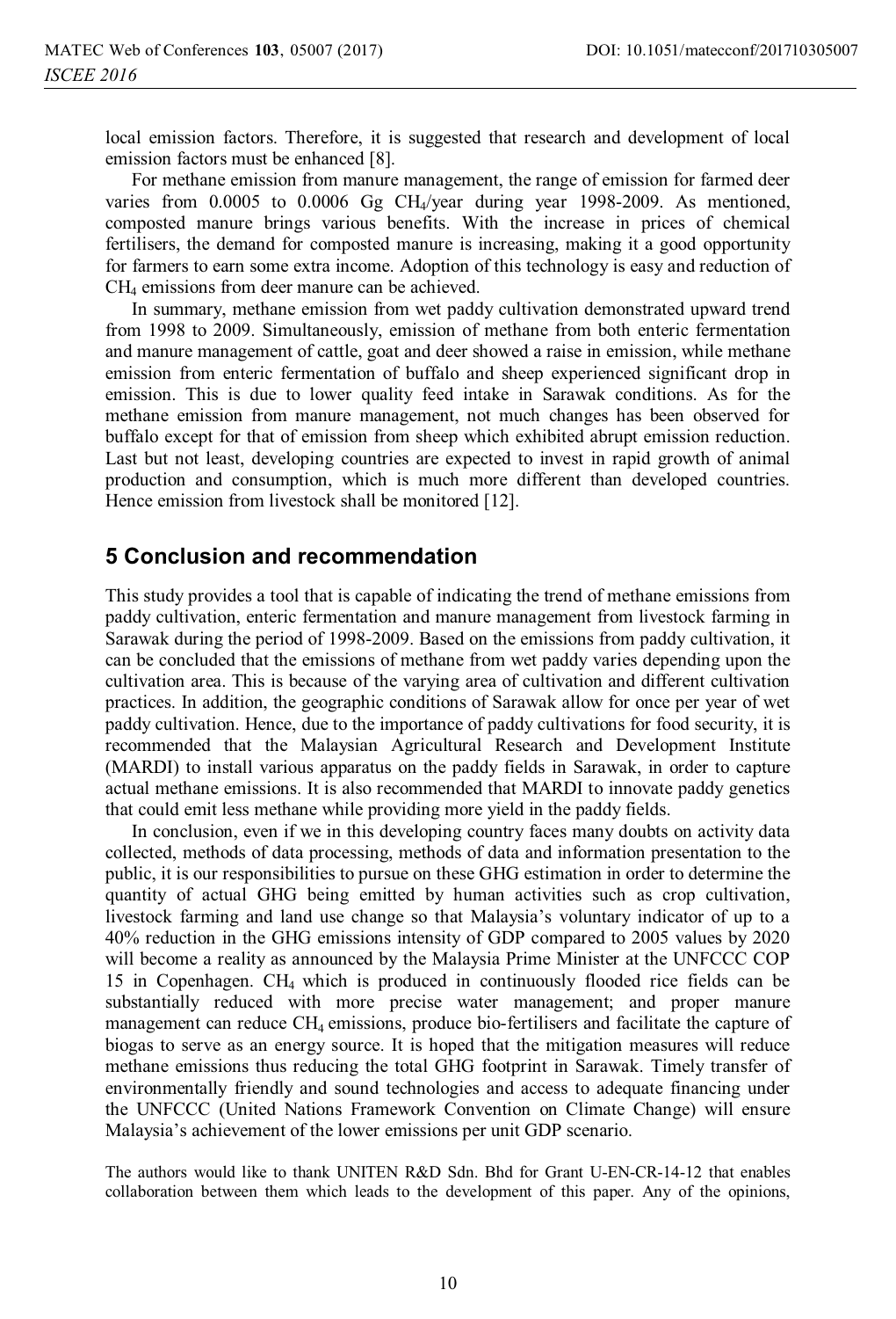local emission factors. Therefore, it is suggested that research and development of local emission factors must be enhanced [8].

For methane emission from manure management, the range of emission for farmed deer varies from 0.0005 to 0.0006 Gg $CH_4$/year during year 1998-2009. As mentioned, composted manure brings various benefits. With the increase in prices of chemical fertilisers, the demand for composted manure is increasing, making it a good opportunity for farmers to earn some extra income. Adoption of this technology is easy and reduction of $CH_4$ emissions from deer manure can be achieved.

In summary, methane emission from wet paddy cultivation demonstrated upward trend from 1998 to 2009. Simultaneously, emission of methane from both enteric fermentation and manure management of cattle, goat and deer showed a raise in emission, while methane emission from enteric fermentation of buffalo and sheep experienced significant drop in emission. This is due to lower quality feed intake in Sarawak conditions. As for the methane emission from manure management, not much changes has been observed for buffalo except for that of emission from sheep which exhibited abrupt emission reduction. Last but not least, developing countries are expected to invest in rapid growth of animal production and consumption, which is much more different than developed countries. Hence emission from livestock shall be monitored [12].

## 5 Conclusion and recommendation

This study provides a tool that is capable of indicating the trend of methane emissions from paddy cultivation, enteric fermentation and manure management from livestock farming in Sarawak during the period of 1998-2009. Based on the emissions from paddy cultivation, it can be concluded that the emissions of methane from wet paddy varies depending upon the cultivation area. This is because of the varying area of cultivation and different cultivation practices. In addition, the geographic conditions of Sarawak allow for once per year of wet paddy cultivation. Hence, due to the importance of paddy cultivations for food security, it is recommended that the Malaysian Agricultural Research and Development Institute (MARDI) to install various apparatus on the paddy fields in Sarawak, in order to capture actual methane emissions. It is also recommended that MARDI to innovate paddy genetics that could emit less methane while providing more yield in the paddy fields.

In conclusion, even if we in this developing country faces many doubts on activity data collected, methods of data processing, methods of data and information presentation to the public, it is our responsibilities to pursue on these GHG estimation in order to determine the quantity of actual GHG being emitted by human activities such as crop cultivation, livestock farming and land use change so that Malaysia's voluntary indicator of up to a 40% reduction in the GHG emissions intensity of GDP compared to 2005 values by 2020 will become a reality as announced by the Malaysia Prime Minister at the UNFCCC COP 15 in Copenhagen. $CH_4$ which is produced in continuously flooded rice fields can be substantially reduced with more precise water management; and proper manure management can reduce $CH_4$ emissions, produce bio-fertilisers and facilitate the capture of biogas to serve as an energy source. It is hoped that the mitigation measures will reduce methane emissions thus reducing the total GHG footprint in Sarawak. Timely transfer of environmentally friendly and sound technologies and access to adequate financing under the UNFCCC (United Nations Framework Convention on Climate Change) will ensure Malaysia's achievement of the lower emissions per unit GDP scenario.

The authors would like to thank UNITEN R&D Sdn. Bhd for Grant U-EN-CR-14-12 that enables collaboration between them which leads to the development of this paper. Any of the opinions,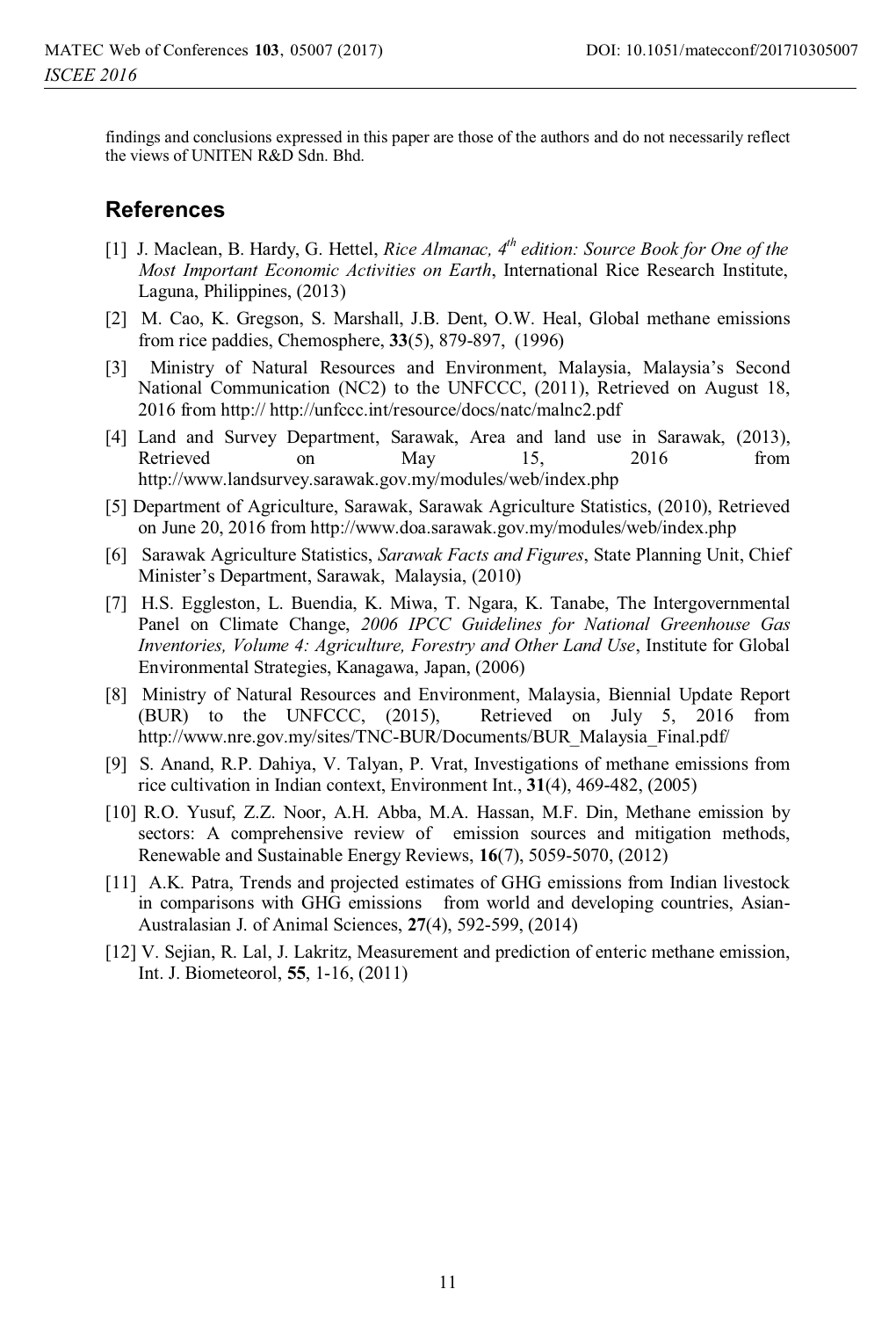findings and conclusions expressed in this paper are those of the authors and do not necessarily reflect the views of UNITEN R&D Sdn. Bhd.

## References

[1] J. Maclean, B. Hardy, G. Hettel, *Rice Almanac, 4th edition: Source Book for One of the Most Important Economic Activities on Earth*, International Rice Research Institute, Laguna, Philippines, (2013)

[2] M. Cao, K. Gregson, S. Marshall, J.B. Dent, O.W. Heal, Global methane emissions from rice paddies, Chemosphere, **33**(5), 879-897, (1996)

[3] Ministry of Natural Resources and Environment, Malaysia, Malaysia's Second National Communication (NC2) to the UNFCCC, (2011), Retrieved on August 18, 2016 from http:// http://unfccc.int/resource/docs/natc/malnc2.pdf

[4] Land and Survey Department, Sarawak, Area and land use in Sarawak, (2013), Retrieved on May 15, 2016 from http://www.landsurvey.sarawak.gov.my/modules/web/index.php

[5] Department of Agriculture, Sarawak, Sarawak Agriculture Statistics, (2010), Retrieved on June 20, 2016 from http://www.doa.sarawak.gov.my/modules/web/index.php

[6] Sarawak Agriculture Statistics, *Sarawak Facts and Figures*, State Planning Unit, Chief Minister's Department, Sarawak, Malaysia, (2010)

[7] H.S. Eggleston, L. Buendia, K. Miwa, T. Ngara, K. Tanabe, The Intergovernmental Panel on Climate Change, *2006 IPCC Guidelines for National Greenhouse Gas Inventories, Volume 4: Agriculture, Forestry and Other Land Use*, Institute for Global Environmental Strategies, Kanagawa, Japan, (2006)

[8] Ministry of Natural Resources and Environment, Malaysia, Biennial Update Report (BUR) to the UNFCCC, (2015), Retrieved on July 5, 2016 from http://www.nre.gov.my/sites/TNC-BUR/Documents/BUR_Malaysia_Final.pdf/

[9] S. Anand, R.P. Dahiya, V. Talyan, P. Vrat, Investigations of methane emissions from rice cultivation in Indian context, Environment Int., **31**(4), 469-482, (2005)

[10] R.O. Yusuf, Z.Z. Noor, A.H. Abba, M.A. Hassan, M.F. Din, Methane emission by sectors: A comprehensive review of emission sources and mitigation methods, Renewable and Sustainable Energy Reviews, **16**(7), 5059-5070, (2012)

[11] A.K. Patra, Trends and projected estimates of GHG emissions from Indian livestock in comparisons with GHG emissions from world and developing countries, Asian-Australasian J. of Animal Sciences, **27**(4), 592-599, (2014)

[12] V. Sejian, R. Lal, J. Lakritz, Measurement and prediction of enteric methane emission, Int. J. Biometeorol, **55**, 1-16, (2011)